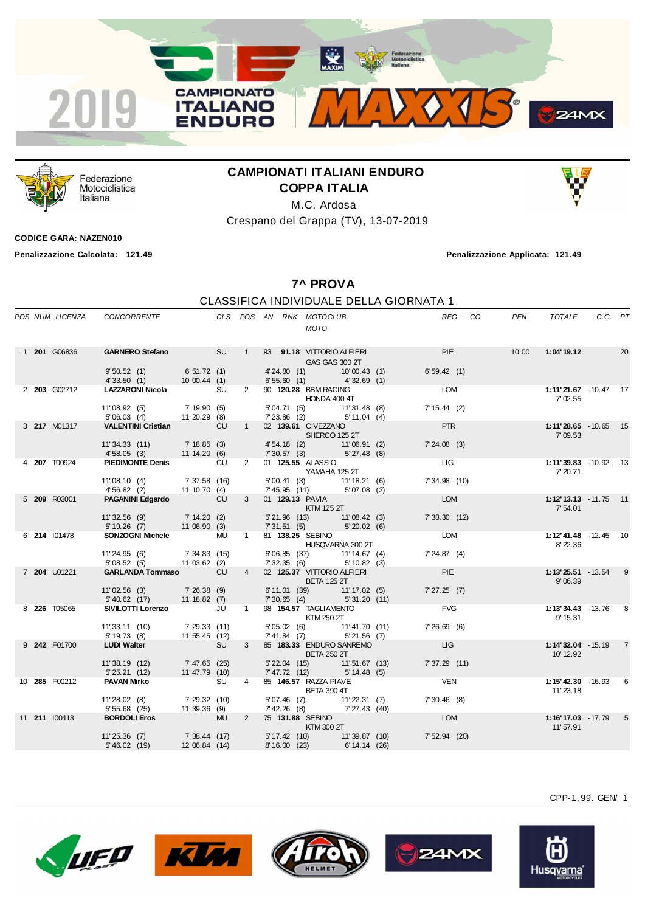2019 CAMPIONATO ITALIANO ENDURO

Federazione Motociclistica Italiana

## CAMPIONATI ITALIANI ENDURO
## COPPA ITALIA

M.C. Ardosa

Crespano del Grappa (TV), 13-07-2019

**CODICE GARA: NAZEN010**

**Penalizzazione Calcolata: 121.49** | **Penalizzazione Applicata: 121.49**

### 7^ PROVA

CLASSIFICA INDIVIDUALE DELLA GIORNATA 1

| POS | NUM | LICENZA | CONCORRENTE | | CLS | POS | AN | RNK | MOTOCLUB / MOTO | | REG | CO | PEN | TOTALE | C.G. | PT |
|---|---|---|---|---|---|---|---|---|---|---|---|---|---|---|---|---|
| 1 | **201** | G06836 | **GARNERO Stefano** | | SU | 1 | 93 | **91.18** | VITTORIO ALFIERI / GAS GAS 300 2T | | PIE | | 10.00 | **1:04'19.12** | | 20 |
| | | | 9'50.52 (1) | 6'51.72 (1) | | | 4'24.80 (1) | | 10'00.43 (1) | 6'59.42 (1) | | | | | | |
| | | | 4'33.50 (1) | 10'00.44 (1) | | | 6'55.60 (1) | | 4'32.69 (1) | | | | | | | |
| 2 | **203** | G02712 | **LAZZARONI Nicola** | | SU | 2 | 90 | **120.28** | BBM RACING / HONDA 400 4T | | LOM | | | **1:11'21.67** 7'02.55 | -10.47 | 17 |
| | | | 11'08.92 (5) | 7'19.90 (5) | | | 5'04.71 (5) | | 11'31.48 (8) | 7'15.44 (2) | | | | | | |
| | | | 5'06.03 (4) | 11'20.29 (8) | | | 7'23.86 (2) | | 5'11.04 (4) | | | | | | | |
| 3 | **217** | M01317 | **VALENTINI Cristian** | | CU | 1 | 02 | **139.61** | CIVEZZANO / SHERCO 125 2T | | PTR | | | **1:11'28.65** 7'09.53 | -10.65 | 15 |
| | | | 11'34.33 (11) | 7'18.85 (3) | | | 4'54.18 (2) | | 11'06.91 (2) | 7'24.08 (3) | | | | | | |
| | | | 4'58.05 (3) | 11'14.20 (6) | | | 7'30.57 (3) | | 5'27.48 (8) | | | | | | | |
| 4 | **207** | T00924 | **PIEDIMONTE Denis** | | CU | 2 | 01 | **125.55** | ALASSIO / YAMAHA 125 2T | | LIG | | | **1:11'39.83** 7'20.71 | -10.92 | 13 |
| | | | 11'08.10 (4) | 7'37.58 (16) | | | 5'00.41 (3) | | 11'18.21 (6) | 7'34.98 (10) | | | | | | |
| | | | 4'56.82 (2) | 11'10.70 (4) | | | 7'45.95 (11) | | 5'07.08 (2) | | | | | | | |
| 5 | **209** | R03001 | **PAGANINI Edgardo** | | CU | 3 | 01 | **129.13** | PAVIA / KTM 125 2T | | LOM | | | **1:12'13.13** 7'54.01 | -11.75 | 11 |
| | | | 11'32.56 (9) | 7'14.20 (2) | | | 5'21.96 (13) | | 11'08.42 (3) | 7'38.30 (12) | | | | | | |
| | | | 5'19.26 (7) | 11'06.90 (3) | | | 7'31.51 (5) | | 5'20.02 (6) | | | | | | | |
| 6 | **214** | I01478 | **SONZOGNI Michele** | | MU | 1 | 81 | **138.25** | SEBINO / HUSQVARNA 300 2T | | LOM | | | **1:12'41.48** 8'22.36 | -12.45 | 10 |
| | | | 11'24.95 (6) | 7'34.83 (15) | | | 6'06.85 (37) | | 11'14.67 (4) | 7'24.87 (4) | | | | | | |
| | | | 5'08.52 (5) | 11'03.62 (2) | | | 7'32.35 (6) | | 5'10.82 (3) | | | | | | | |
| 7 | **204** | U01221 | **GARLANDA Tommaso** | | CU | 4 | 02 | **125.37** | VITTORIO ALFIERI / BETA 125 2T | | PIE | | | **1:13'25.51** 9'06.39 | -13.54 | 9 |
| | | | 11'02.56 (3) | 7'26.38 (9) | | | 6'11.01 (39) | | 11'17.02 (5) | 7'27.25 (7) | | | | | | |
| | | | 5'40.62 (17) | 11'18.82 (7) | | | 7'30.65 (4) | | 5'31.20 (11) | | | | | | | |
| 8 | **226** | T05065 | **SIVILOTTI Lorenzo** | | JU | 1 | 98 | **154.57** | TAGLIAMENTO / KTM 250 2T | | FVG | | | **1:13'34.43** 9'15.31 | -13.76 | 8 |
| | | | 11'33.11 (10) | 7'29.33 (11) | | | 5'05.02 (6) | | 11'41.70 (11) | 7'26.69 (6) | | | | | | |
| | | | 5'19.73 (8) | 11'55.45 (12) | | | 7'41.84 (7) | | 5'21.56 (7) | | | | | | | |
| 9 | **242** | F01700 | **LUDI Walter** | | SU | 3 | 85 | **183.33** | ENDURO SANREMO / BETA 250 2T | | LIG | | | **1:14'32.04** 10'12.92 | -15.19 | 7 |
| | | | 11'38.19 (12) | 7'47.65 (25) | | | 5'22.04 (15) | | 11'51.67 (13) | 7'37.29 (11) | | | | | | |
| | | | 5'25.21 (12) | 11'47.79 (10) | | | 7'47.72 (12) | | 5'14.48 (5) | | | | | | | |
| 10 | **285** | F00212 | **PAVAN Mirko** | | SU | 4 | 85 | **146.57** | RAZZA PIAVE / BETA 390 4T | | VEN | | | **1:15'42.30** 11'23.18 | -16.93 | 6 |
| | | | 11'28.02 (8) | 7'29.32 (10) | | | 5'07.46 (7) | | 11'22.31 (7) | 7'30.46 (8) | | | | | | |
| | | | 5'55.68 (25) | 11'39.36 (9) | | | 7'42.26 (8) | | 7'27.43 (40) | | | | | | | |
| 11 | **211** | I00413 | **BORDOLI Eros** | | MU | 2 | 75 | **131.88** | SEBINO / KTM 300 2T | | LOM | | | **1:16'17.03** 11'57.91 | -17.79 | 5 |
| | | | 11'25.36 (7) | 7'38.44 (17) | | | 5'17.42 (10) | | 11'39.87 (10) | 7'52.94 (20) | | | | | | |
| | | | 5'46.02 (19) | 12'06.84 (14) | | | 8'16.00 (23) | | 6'14.14 (26) | | | | | | | |

CPP-1.99. GEN/ 1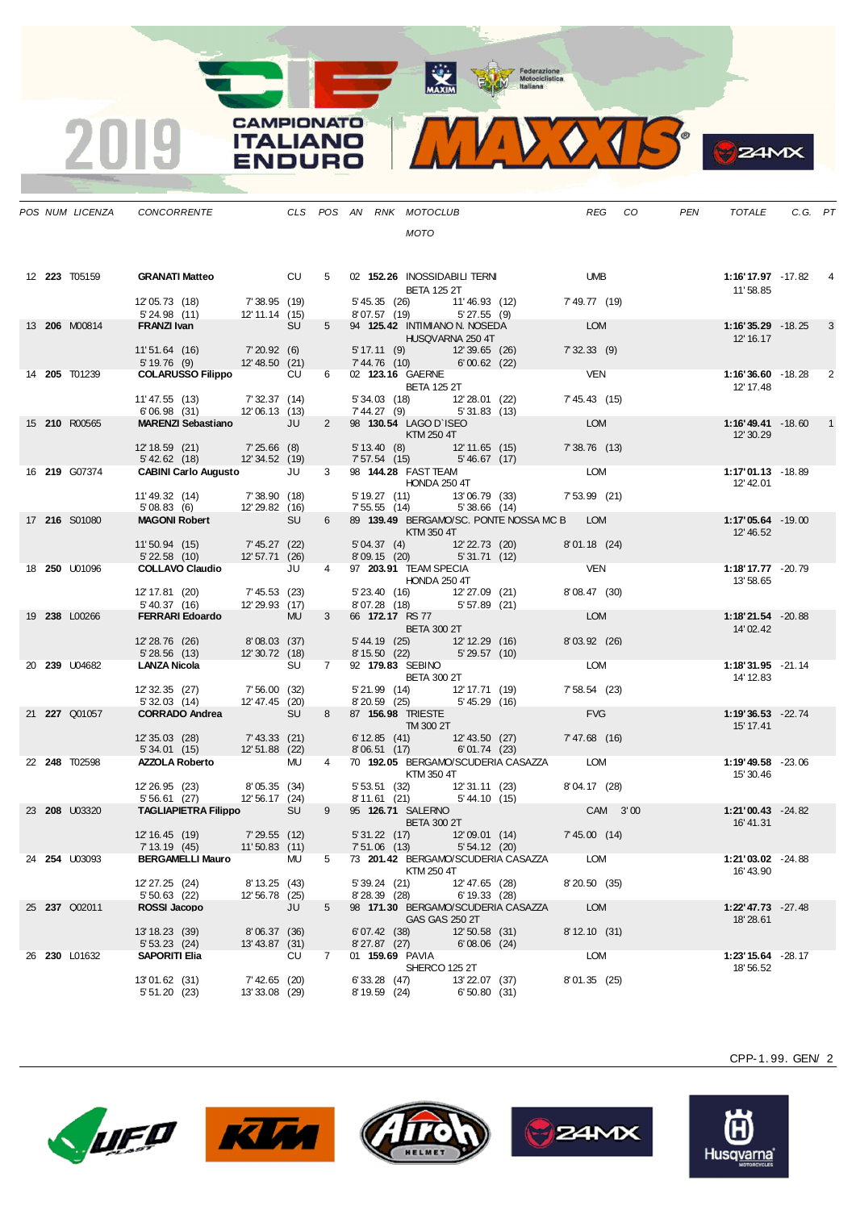# 2019 CAMPIONATO ITALIANO ENDURO

| POS | NUM | LICENZA | CONCORRENTE | CLS | POS | AN | RNK | MOTOCLUB / MOTO | REG | CO | PEN | TOTALE | C.G. | PT |
|---|---|---|---|---|---|---|---|---|---|---|---|---|---|---|
| 12 | **223** | T05159 | **GRANATI Matteo** | CU | 5 | 02 | **152.26** | INOSSIDABILI TERNI / BETA 125 2T | UMB | | | **1:16'17.97** / 11'58.85 | -17.82 | 4 |
| | | | 12'05.73 (18) / 5'24.98 (11) | 7'38.95 (19) / 12'11.14 (15) | | | | 5'45.35 (26) / 8'07.57 (19) — 11'46.93 (12) / 5'27.55 (9) | 7'49.77 (19) | | | | | |
| 13 | **206** | M00814 | **FRANZI Ivan** | SU | 5 | 94 | **125.42** | INTIMIANO N. NOSEDA / HUSQVARNA 250 4T | LOM | | | **1:16'35.29** / 12'16.17 | -18.25 | 3 |
| | | | 11'51.64 (16) / 5'19.76 (9) | 7'20.92 (6) / 12'48.50 (21) | | | | 5'17.11 (9) / 7'44.76 (10) — 12'39.65 (26) / 6'00.62 (22) | 7'32.33 (9) | | | | | |
| 14 | **205** | T01239 | **COLARUSSO Filippo** | CU | 6 | 02 | **123.16** | GAERNE / BETA 125 2T | VEN | | | **1:16'36.60** / 12'17.48 | -18.28 | 2 |
| | | | 11'47.55 (13) / 6'06.98 (31) | 7'32.37 (14) / 12'06.13 (13) | | | | 5'34.03 (18) / 7'44.27 (9) — 12'28.01 (22) / 5'31.83 (13) | 7'45.43 (15) | | | | | |
| 15 | **210** | R00565 | **MARENZI Sebastiano** | JU | 2 | 98 | **130.54** | LAGO D`ISEO / KTM 250 4T | LOM | | | **1:16'49.41** / 12'30.29 | -18.60 | 1 |
| | | | 12'18.59 (21) / 5'42.62 (18) | 7'25.66 (8) / 12'34.52 (19) | | | | 5'13.40 (8) / 7'57.54 (15) — 12'11.65 (15) / 5'46.67 (17) | 7'38.76 (13) | | | | | |
| 16 | **219** | G07374 | **CABINI Carlo Augusto** | JU | 3 | 98 | **144.28** | FAST TEAM / HONDA 250 4T | LOM | | | **1:17'01.13** / 12'42.01 | -18.89 | |
| | | | 11'49.32 (14) / 5'08.83 (6) | 7'38.90 (18) / 12'29.82 (16) | | | | 5'19.27 (11) / 7'55.55 (14) — 13'06.79 (33) / 5'38.66 (14) | 7'53.99 (21) | | | | | |
| 17 | **216** | S01080 | **MAGONI Robert** | SU | 6 | 89 | **139.49** | BERGAMO/SC. PONTE NOSSA MC B / KTM 350 4T | LOM | | | **1:17'05.64** / 12'46.52 | -19.00 | |
| | | | 11'50.94 (15) / 5'22.58 (10) | 7'45.27 (22) / 12'57.71 (26) | | | | 5'04.37 (4) / 8'09.15 (20) — 12'22.73 (20) / 5'31.71 (12) | 8'01.18 (24) | | | | | |
| 18 | **250** | U01096 | **COLLAVO Claudio** | JU | 4 | 97 | **203.91** | TEAM SPECIA / HONDA 250 4T | VEN | | | **1:18'17.77** / 13'58.65 | -20.79 | |
| | | | 12'17.81 (20) / 5'40.37 (16) | 7'45.53 (23) / 12'29.93 (17) | | | | 5'23.40 (16) / 8'07.28 (18) — 12'27.09 (21) / 5'57.89 (21) | 8'08.47 (30) | | | | | |
| 19 | **238** | L00266 | **FERRARI Edoardo** | MU | 3 | 66 | **172.17** | RS 77 / BETA 300 2T | LOM | | | **1:18'21.54** / 14'02.42 | -20.88 | |
| | | | 12'28.76 (26) / 5'28.56 (13) | 8'08.03 (37) / 12'30.72 (18) | | | | 5'44.19 (25) / 8'15.50 (22) — 12'12.29 (16) / 5'29.57 (10) | 8'03.92 (26) | | | | | |
| 20 | **239** | U04682 | **LANZA Nicola** | SU | 7 | 92 | **179.83** | SEBINO / BETA 300 2T | LOM | | | **1:18'31.95** / 14'12.83 | -21.14 | |
| | | | 12'32.35 (27) / 5'32.03 (14) | 7'56.00 (32) / 12'47.45 (20) | | | | 5'21.99 (14) / 8'20.59 (25) — 12'17.71 (19) / 5'45.29 (16) | 7'58.54 (23) | | | | | |
| 21 | **227** | Q01057 | **CORRADO Andrea** | SU | 8 | 87 | **156.98** | TRIESTE / TM 300 2T | FVG | | | **1:19'36.53** / 15'17.41 | -22.74 | |
| | | | 12'35.03 (28) / 5'34.01 (15) | 7'43.33 (21) / 12'51.88 (22) | | | | 6'12.85 (41) / 8'06.51 (17) — 12'43.50 (27) / 6'01.74 (23) | 7'47.68 (16) | | | | | |
| 22 | **248** | T02598 | **AZZOLA Roberto** | MU | 4 | 70 | **192.05** | BERGAMO/SCUDERIA CASAZZA / KTM 350 4T | LOM | | | **1:19'49.58** / 15'30.46 | -23.06 | |
| | | | 12'26.95 (23) / 5'56.61 (27) | 8'05.35 (34) / 12'56.17 (24) | | | | 5'53.51 (32) / 8'11.61 (21) — 12'31.11 (23) / 5'44.10 (15) | 8'04.17 (28) | | | | | |
| 23 | **208** | U03320 | **TAGLIAPIETRA Filippo** | SU | 9 | 95 | **126.71** | SALERNO / BETA 300 2T | CAM | 3'00 | | **1:21'00.43** / 16'41.31 | -24.82 | |
| | | | 12'16.45 (19) / 7'13.19 (45) | 7'29.55 (12) / 11'50.83 (11) | | | | 5'31.22 (17) / 7'51.06 (13) — 12'09.01 (14) / 5'54.12 (20) | 7'45.00 (14) | | | | | |
| 24 | **254** | U03093 | **BERGAMELLI Mauro** | MU | 5 | 73 | **201.42** | BERGAMO/SCUDERIA CASAZZA / KTM 250 4T | LOM | | | **1:21'03.02** / 16'43.90 | -24.88 | |
| | | | 12'27.25 (24) / 5'50.63 (22) | 8'13.25 (43) / 12'56.78 (25) | | | | 5'39.24 (21) / 8'28.39 (28) — 12'47.65 (28) / 6'19.33 (28) | 8'20.50 (35) | | | | | |
| 25 | **237** | Q02011 | **ROSSI Jacopo** | JU | 5 | 98 | **171.30** | BERGAMO/SCUDERIA CASAZZA / GAS GAS 250 2T | LOM | | | **1:22'47.73** / 18'28.61 | -27.48 | |
| | | | 13'18.23 (39) / 5'53.23 (24) | 8'06.37 (36) / 13'43.87 (31) | | | | 6'07.42 (38) / 8'27.87 (27) — 12'50.58 (31) / 6'08.06 (24) | 8'12.10 (31) | | | | | |
| 26 | **230** | L01632 | **SAPORITI Elia** | CU | 7 | 01 | **159.69** | PAVIA / SHERCO 125 2T | LOM | | | **1:23'15.64** / 18'56.52 | -28.17 | |
| | | | 13'01.62 (31) / 5'51.20 (23) | 7'42.65 (20) / 13'33.08 (29) | | | | 6'33.28 (47) / 8'19.59 (24) — 13'22.07 (37) / 6'50.80 (31) | 8'01.35 (25) | | | | | |

CPP-1.99. GEN/ 2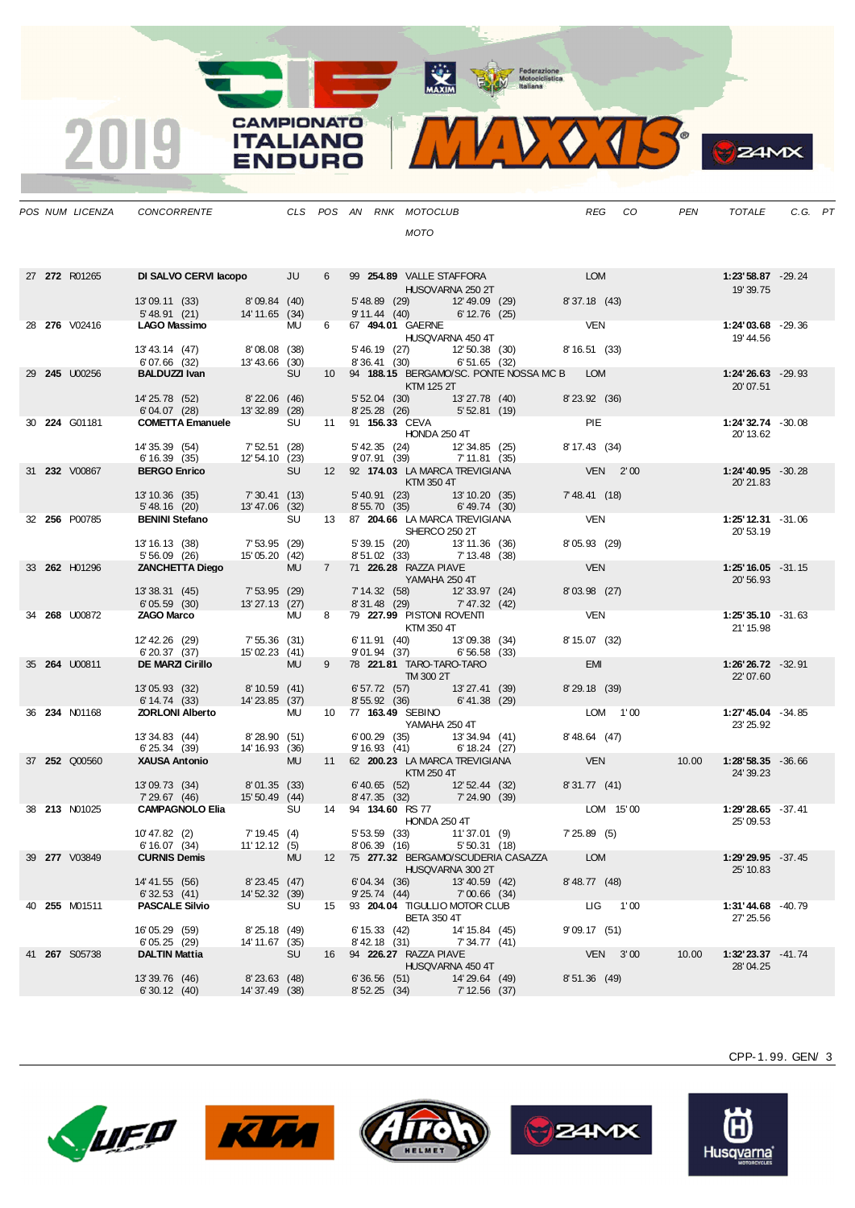# 2019 CAMPIONATO ITALIANO ENDURO

| POS | NUM | LICENZA | CONCORRENTE | CLS | POS | AN | RNK | MOTOCLUB / MOTO | REG | CO | PEN | TOTALE | C.G. | PT |
|---|---|---|---|---|---|---|---|---|---|---|---|---|---|---|
| 27 | **272** | R01265 | **DI SALVO CERVI Iacopo** | JU | 6 | 99 | **254.89** | VALLE STAFFORA / HUSQVARNA 250 2T | LOM | | | **1:23'58.87** / 19'39.75 | -29.24 | |
| | | | 13'09.11 (33) / 5'48.91 (21) | 8'09.84 (40) / 14'11.65 (34) | | | | 5'48.89 (29) / 9'11.44 (40) — 12'49.09 (29) / 6'12.76 (25) | 8'37.18 (43) | | | | | |
| 28 | **276** | V02416 | **LAGO Massimo** | MU | 6 | 67 | **494.01** | GAERNE / HUSQVARNA 450 4T | VEN | | | **1:24'03.68** / 19'44.56 | -29.36 | |
| | | | 13'43.14 (47) / 6'07.66 (32) | 8'08.08 (38) / 13'43.66 (30) | | | | 5'46.19 (27) / 8'36.41 (30) — 12'50.38 (30) / 6'51.65 (32) | 8'16.51 (33) | | | | | |
| 29 | **245** | U00256 | **BALDUZZI Ivan** | SU | 10 | 94 | **188.15** | BERGAMO/SC. PONTE NOSSA MC B / KTM 125 2T | LOM | | | **1:24'26.63** / 20'07.51 | -29.93 | |
| | | | 14'25.78 (52) / 6'04.07 (28) | 8'22.06 (46) / 13'32.89 (28) | | | | 5'52.04 (30) / 8'25.28 (26) — 13'27.78 (40) / 5'52.81 (19) | 8'23.92 (36) | | | | | |
| 30 | **224** | G01181 | **COMETTA Emanuele** | SU | 11 | 91 | **156.33** | CEVA / HONDA 250 4T | PIE | | | **1:24'32.74** / 20'13.62 | -30.08 | |
| | | | 14'35.39 (54) / 6'16.39 (35) | 7'52.51 (28) / 12'54.10 (23) | | | | 5'42.35 (24) / 9'07.91 (39) — 12'34.85 (25) / 7'11.81 (35) | 8'17.43 (34) | | | | | |
| 31 | **232** | V00867 | **BERGO Enrico** | SU | 12 | 92 | **174.03** | LA MARCA TREVIGIANA / KTM 350 4T | VEN | 2'00 | | **1:24'40.95** / 20'21.83 | -30.28 | |
| | | | 13'10.36 (35) / 5'48.16 (20) | 7'30.41 (13) / 13'47.06 (32) | | | | 5'40.91 (23) / 8'55.70 (35) — 13'10.20 (35) / 6'49.74 (30) | 7'48.41 (18) | | | | | |
| 32 | **256** | P00785 | **BENINI Stefano** | SU | 13 | 87 | **204.66** | LA MARCA TREVIGIANA / SHERCO 250 2T | VEN | | | **1:25'12.31** / 20'53.19 | -31.06 | |
| | | | 13'16.13 (38) / 5'56.09 (26) | 7'53.95 (29) / 15'05.20 (42) | | | | 5'39.15 (20) / 8'51.02 (33) — 13'11.36 (36) / 7'13.48 (38) | 8'05.93 (29) | | | | | |
| 33 | **262** | H01296 | **ZANCHETTA Diego** | MU | 7 | 71 | **226.28** | RAZZA PIAVE / YAMAHA 250 4T | VEN | | | **1:25'16.05** / 20'56.93 | -31.15 | |
| | | | 13'38.31 (45) / 6'05.59 (30) | 7'53.95 (29) / 13'27.13 (27) | | | | 7'14.32 (58) / 8'31.48 (29) — 12'33.97 (24) / 7'47.32 (42) | 8'03.98 (27) | | | | | |
| 34 | **268** | U00872 | **ZAGO Marco** | MU | 8 | 79 | **227.99** | PISTONI ROVENTI / KTM 350 4T | VEN | | | **1:25'35.10** / 21'15.98 | -31.63 | |
| | | | 12'42.26 (29) / 6'20.37 (37) | 7'55.36 (31) / 15'02.23 (41) | | | | 6'11.91 (40) / 9'01.94 (37) — 13'09.38 (34) / 6'56.58 (33) | 8'15.07 (32) | | | | | |
| 35 | **264** | U00811 | **DE MARZI Cirillo** | MU | 9 | 78 | **221.81** | TARO-TARO-TARO / TM 300 2T | EMI | | | **1:26'26.72** / 22'07.60 | -32.91 | |
| | | | 13'05.93 (32) / 6'14.74 (33) | 8'10.59 (41) / 14'23.85 (37) | | | | 6'57.72 (57) / 8'55.92 (36) — 13'27.41 (39) / 6'41.38 (29) | 8'29.18 (39) | | | | | |
| 36 | **234** | N01168 | **ZORLONI Alberto** | MU | 10 | 77 | **163.49** | SEBINO / YAMAHA 250 4T | LOM | 1'00 | | **1:27'45.04** / 23'25.92 | -34.85 | |
| | | | 13'34.83 (44) / 6'25.34 (39) | 8'28.90 (51) / 14'16.93 (36) | | | | 6'00.29 (35) / 9'16.93 (41) — 13'34.94 (41) / 6'18.24 (27) | 8'48.64 (47) | | | | | |
| 37 | **252** | Q00560 | **XAUSA Antonio** | MU | 11 | 62 | **200.23** | LA MARCA TREVIGIANA / KTM 250 4T | VEN | | 10.00 | **1:28'58.35** / 24'39.23 | -36.66 | |
| | | | 13'09.73 (34) / 7'29.67 (46) | 8'01.35 (33) / 15'50.49 (44) | | | | 6'40.65 (52) / 8'47.35 (32) — 12'52.44 (32) / 7'24.90 (39) | 8'31.77 (41) | | | | | |
| 38 | **213** | N01025 | **CAMPAGNOLO Elia** | SU | 14 | 94 | **134.60** | RS 77 / HONDA 250 4T | LOM | 15'00 | | **1:29'28.65** / 25'09.53 | -37.41 | |
| | | | 10'47.82 (2) / 6'16.07 (34) | 7'19.45 (4) / 11'12.12 (5) | | | | 5'53.59 (33) / 8'06.39 (16) — 11'37.01 (9) / 5'50.31 (18) | 7'25.89 (5) | | | | | |
| 39 | **277** | V03849 | **CURNIS Demis** | MU | 12 | 75 | **277.32** | BERGAMO/SCUDERIA CASAZZA / HUSQVARNA 300 2T | LOM | | | **1:29'29.95** / 25'10.83 | -37.45 | |
| | | | 14'41.55 (56) / 6'32.53 (41) | 8'23.45 (47) / 14'52.32 (39) | | | | 6'04.34 (36) / 9'25.74 (44) — 13'40.59 (42) / 7'00.66 (34) | 8'48.77 (48) | | | | | |
| 40 | **255** | M01511 | **PASCALE Silvio** | SU | 15 | 93 | **204.04** | TIGULLIO MOTOR CLUB / BETA 350 4T | LIG | 1'00 | | **1:31'44.68** / 27'25.56 | -40.79 | |
| | | | 16'05.29 (59) / 6'05.25 (29) | 8'25.18 (49) / 14'11.67 (35) | | | | 6'15.33 (42) / 8'42.18 (31) — 14'15.84 (45) / 7'34.77 (41) | 9'09.17 (51) | | | | | |
| 41 | **267** | S05738 | **DALTIN Mattia** | SU | 16 | 94 | **226.27** | RAZZA PIAVE / HUSQVARNA 450 4T | VEN | 3'00 | 10.00 | **1:32'23.37** / 28'04.25 | -41.74 | |
| | | | 13'39.76 (46) / 6'30.12 (40) | 8'23.63 (48) / 14'37.49 (38) | | | | 6'36.56 (51) / 8'52.25 (34) — 14'29.64 (49) / 7'12.56 (37) | 8'51.36 (49) | | | | | |

CPP-1.99. GEN/ 3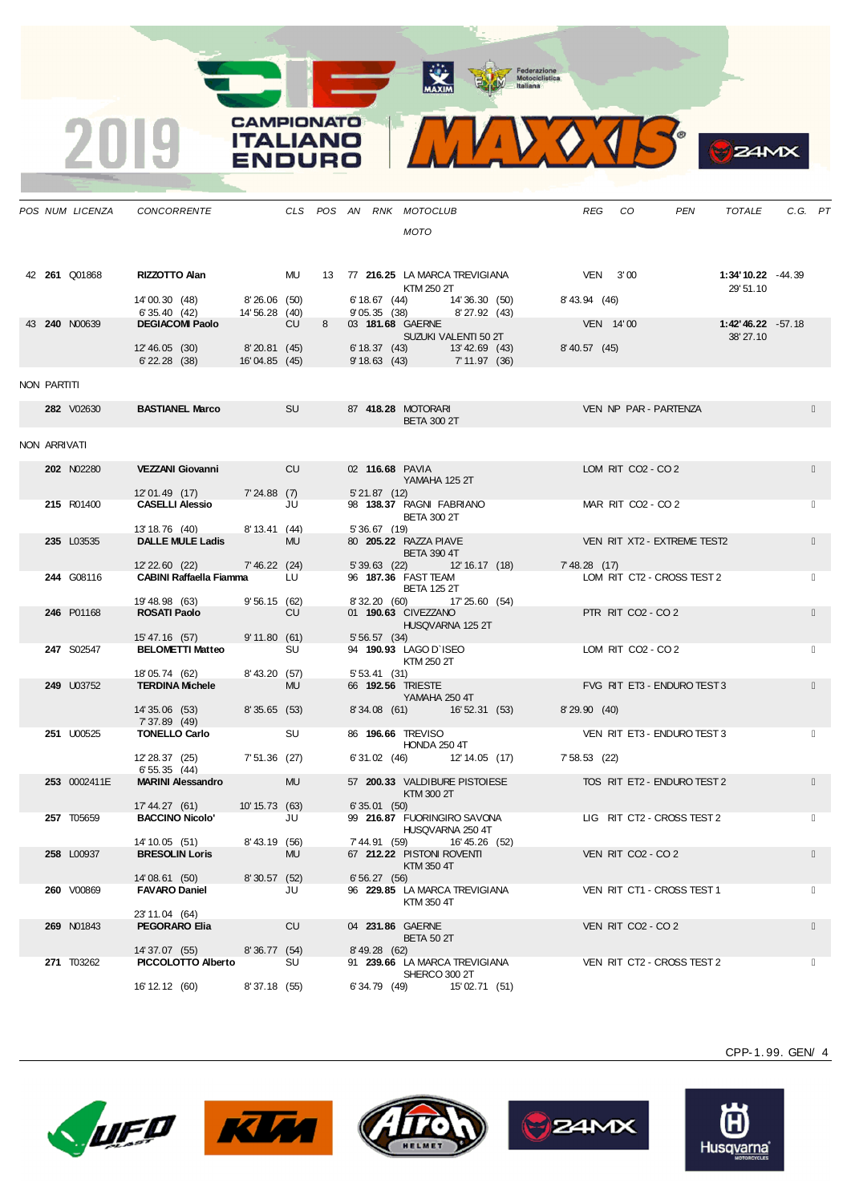| POS | NUM | LICENZA | CONCORRENTE | CLS | POS | AN | RNK | MOTOCLUB / MOTO | REG | CO | PEN | TOTALE | C.G. | PT |
|---|---|---|---|---|---|---|---|---|---|---|---|---|---|---|
| 42 | **261** | Q01868 | **RIZZOTTO Alan** | MU | 13 | 77 | **216.25** | LA MARCA TREVIGIANA / KTM 250 2T | VEN | 3' 00 | | **1:34' 10.22** / 29' 51.10 | -44.39 | |
| | | | 14' 00.30 (48) / 6' 35.40 (42) | 8' 26.06 (50) / 14' 56.28 (40) | | | | 6' 18.67 (44) / 9' 05.35 (38) — 14' 36.30 (50) / 8' 27.92 (43) | 8' 43.94 (46) | | | | | |
| 43 | **240** | N00639 | **DEGIACOMI Paolo** | CU | 8 | 03 | **181.68** | GAERNE / SUZUKI VALENTI 50 2T | VEN | 14' 00 | | **1:42' 46.22** / 38' 27.10 | -57.18 | |
| | | | 12' 46.05 (30) / 6' 22.28 (38) | 8' 20.81 (45) / 16' 04.85 (45) | | | | 6' 18.37 (43) / 9' 18.63 (43) — 13' 42.69 (43) / 7' 11.97 (36) | 8' 40.57 (45) | | | | | |

NON PARTITI

| POS | NUM | LICENZA | CONCORRENTE | CLS | POS | AN | RNK | MOTOCLUB / MOTO | REG | CO | PEN | TOTALE | C.G. | PT |
|---|---|---|---|---|---|---|---|---|---|---|---|---|---|---|
| | **282** | V02630 | **BASTIANEL Marco** | SU | | 87 | **418.28** | MOTORARI / BETA 300 2T | VEN | NP | PAR - PARTENZA | | | |

NON ARRIVATI

| POS | NUM | LICENZA | CONCORRENTE | CLS | POS | AN | RNK | MOTOCLUB / MOTO | REG | CO | PEN | TOTALE | C.G. | PT |
|---|---|---|---|---|---|---|---|---|---|---|---|---|---|---|
| | **202** | N02280 | **VEZZANI Giovanni** | CU | | 02 | **116.68** | PAVIA / YAMAHA 125 2T | LOM | RIT | CO2 - CO 2 | | | |
| | | | 12' 01.49 (17) | 7' 24.88 (7) | | | | 5' 21.87 (12) | | | | | | |
| | **215** | R01400 | **CASELLI Alessio** | JU | | 98 | **138.37** | RAGNI FABRIANO / BETA 300 2T | MAR | RIT | CO2 - CO 2 | | | |
| | | | 13' 18.76 (40) | 8' 13.41 (44) | | | | 5' 36.67 (19) | | | | | | |
| | **235** | L03535 | **DALLE MULE Ladis** | MU | | 80 | **205.22** | RAZZA PIAVE / BETA 390 4T | VEN | RIT | XT2 - EXTREME TEST2 | | | |
| | | | 12' 22.60 (22) | 7' 46.22 (24) | | | | 5' 39.63 (22) — 12' 16.17 (18) | 7' 48.28 (17) | | | | | |
| | **244** | G08116 | **CABINI Raffaella Fiamma** | LU | | 96 | **187.36** | FAST TEAM / BETA 125 2T | LOM | RIT | CT2 - CROSS TEST 2 | | | |
| | | | 19' 48.98 (63) | 9' 56.15 (62) | | | | 8' 32.20 (60) — 17' 25.60 (54) | | | | | | |
| | **246** | P01168 | **ROSATI Paolo** | CU | | 01 | **190.63** | CIVEZZANO / HUSQVARNA 125 2T | PTR | RIT | CO2 - CO 2 | | | |
| | | | 15' 47.16 (57) | 9' 11.80 (61) | | | | 5' 56.57 (34) | | | | | | |
| | **247** | S02547 | **BELOMETTI Matteo** | SU | | 94 | **190.93** | LAGO D`ISEO / KTM 250 2T | LOM | RIT | CO2 - CO 2 | | | |
| | | | 18' 05.74 (62) | 8' 43.20 (57) | | | | 5' 53.41 (31) | | | | | | |
| | **249** | U03752 | **TERDINA Michele** | MU | | 66 | **192.56** | TRIESTE / YAMAHA 250 4T | FVG | RIT | ET3 - ENDURO TEST 3 | | | |
| | | | 14' 35.06 (53) / 7' 37.89 (49) | 8' 35.65 (53) | | | | 8' 34.08 (61) — 16' 52.31 (53) | 8' 29.90 (40) | | | | | |
| | **251** | U00525 | **TONELLO Carlo** | SU | | 86 | **196.66** | TREVISO / HONDA 250 4T | VEN | RIT | ET3 - ENDURO TEST 3 | | | |
| | | | 12' 28.37 (25) / 6' 55.35 (44) | 7' 51.36 (27) | | | | 6' 31.02 (46) — 12' 14.05 (17) | 7' 58.53 (22) | | | | | |
| | **253** | 0002411E | **MARINI Alessandro** | MU | | 57 | **200.33** | VALDIBURE PISTOIESE / KTM 300 2T | TOS | RIT | ET2 - ENDURO TEST 2 | | | |
| | | | 17' 44.27 (61) | 10' 15.73 (63) | | | | 6' 35.01 (50) | | | | | | |
| | **257** | T05659 | **BACCINO Nicolo'** | JU | | 99 | **216.87** | FUORINGIRO SAVONA / HUSQVARNA 250 4T | LIG | RIT | CT2 - CROSS TEST 2 | | | |
| | | | 14' 10.05 (51) | 8' 43.19 (56) | | | | 7' 44.91 (59) — 16' 45.26 (52) | | | | | | |
| | **258** | L00937 | **BRESOLIN Loris** | MU | | 67 | **212.22** | PISTONI ROVENTI / KTM 350 4T | VEN | RIT | CO2 - CO 2 | | | |
| | | | 14' 08.61 (50) | 8' 30.57 (52) | | | | 6' 56.27 (56) | | | | | | |
| | **260** | V00869 | **FAVARO Daniel** | JU | | 96 | **229.85** | LA MARCA TREVIGIANA / KTM 350 4T | VEN | RIT | CT1 - CROSS TEST 1 | | | |
| | | | 23' 11.04 (64) | | | | | | | | | | | |
| | **269** | N01843 | **PEGORARO Elia** | CU | | 04 | **231.86** | GAERNE / BETA 50 2T | VEN | RIT | CO2 - CO 2 | | | |
| | | | 14' 37.07 (55) | 8' 36.77 (54) | | | | 8' 49.28 (62) | | | | | | |
| | **271** | T03262 | **PICCOLOTTO Alberto** | SU | | 91 | **239.66** | LA MARCA TREVIGIANA / SHERCO 300 2T | VEN | RIT | CT2 - CROSS TEST 2 | | | |
| | | | 16' 12.12 (60) | 8' 37.18 (55) | | | | 6' 34.79 (49) — 15' 02.71 (51) | | | | | | |

CPP-1.99. GEN/ 4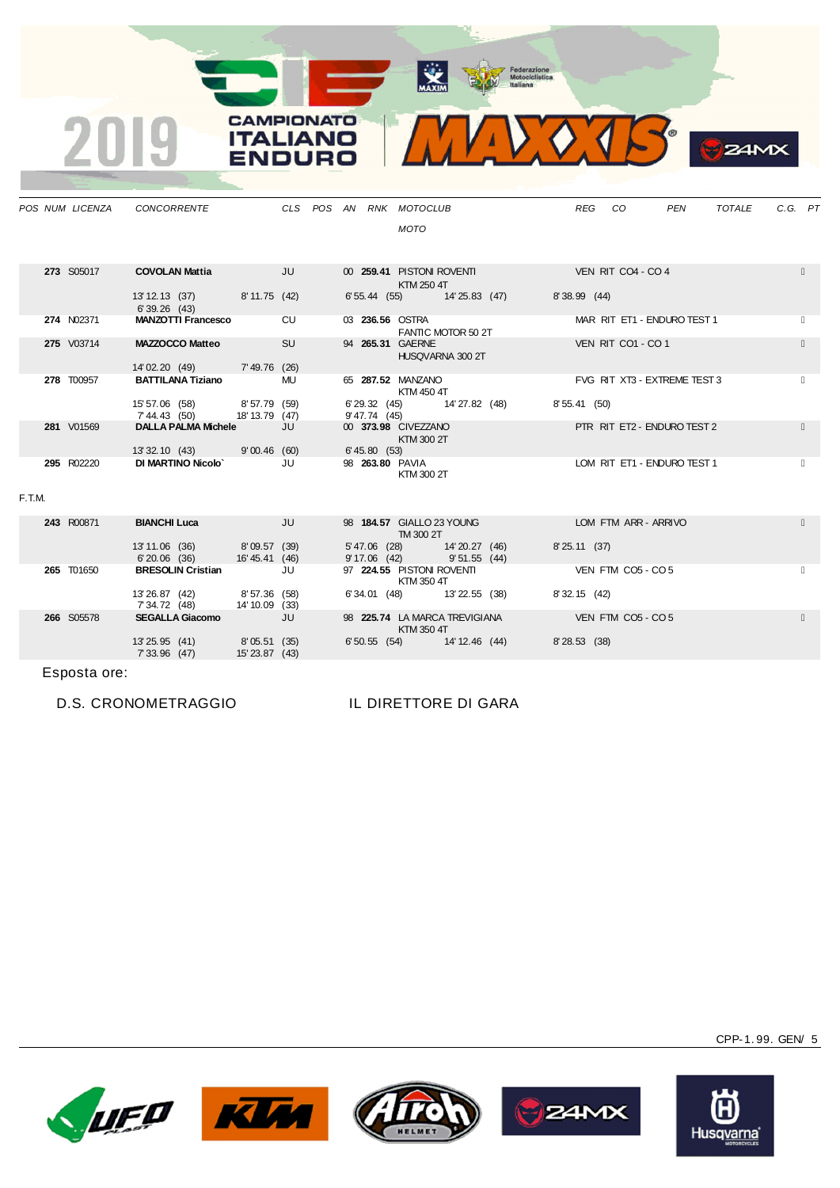| POS | NUM | LICENZA | CONCORRENTE | CLS | POS | AN | RNK | MOTOCLUB / MOTO | REG | CO | PEN | TOTALE | C.G. | PT |
|---|---|---|---|---|---|---|---|---|---|---|---|---|---|---|
| | 273 | S05017 | **COVOLAN Mattia** | JU | | 00 | **259.41** | PISTONI ROVENTI / KTM 250 4T | VEN | RIT CO4 - CO 4 | | | | |
| | | | 13' 12.13 (37) / 6' 39.26 (43) | 8' 11.75 (42) | | | 6' 55.44 (55) | 14' 25.83 (47) | 8' 38.99 (44) | | | | | |
| | 274 | N02371 | **MANZOTTI Francesco** | CU | | 03 | **236.56** | OSTRA / FANTIC MOTOR 50 2T | MAR | RIT ET1 - ENDURO TEST 1 | | | | |
| | 275 | V03714 | **MAZZOCCO Matteo** | SU | | 94 | **265.31** | GAERNE / HUSQVARNA 300 2T | VEN | RIT CO1 - CO 1 | | | | |
| | | | 14' 02.20 (49) | 7' 49.76 (26) | | | | | | | | | | |
| | 278 | T00957 | **BATTILANA Tiziano** | MU | | 65 | **287.52** | MANZANO / KTM 450 4T | FVG | RIT XT3 - EXTREME TEST 3 | | | | |
| | | | 15' 57.06 (58) / 7' 44.43 (50) | 8' 57.79 (59) / 18' 13.79 (47) | | | 6' 29.32 (45) / 9' 47.74 (45) | 14' 27.82 (48) | 8' 55.41 (50) | | | | | |
| | 281 | V01569 | **DALLA PALMA Michele** | JU | | 00 | **373.98** | CIVEZZANO / KTM 300 2T | PTR | RIT ET2 - ENDURO TEST 2 | | | | |
| | | | 13' 32.10 (43) | 9' 00.46 (60) | | | 6' 45.80 (53) | | | | | | | |
| | 295 | R02220 | **DI MARTINO Nicolo`** | JU | | 98 | **263.80** | PAVIA / KTM 300 2T | LOM | RIT ET1 - ENDURO TEST 1 | | | | |

F.T.M.

| POS | NUM | LICENZA | CONCORRENTE | CLS | POS | AN | RNK | MOTOCLUB / MOTO | REG | CO | PEN | TOTALE | C.G. | PT |
|---|---|---|---|---|---|---|---|---|---|---|---|---|---|---|
| | 243 | R00871 | **BIANCHI Luca** | JU | | 98 | **184.57** | GIALLO 23 YOUNG / TM 300 2T | LOM | FTM ARR - ARRIVO | | | | |
| | | | 13' 11.06 (36) / 6' 20.06 (36) | 8' 09.57 (39) / 16' 45.41 (46) | | | 5' 47.06 (28) / 9' 17.06 (42) | 14' 20.27 (46) / 9' 51.55 (44) | 8' 25.11 (37) | | | | | |
| | 265 | T01650 | **BRESOLIN Cristian** | JU | | 97 | **224.55** | PISTONI ROVENTI / KTM 350 4T | VEN | FTM CO5 - CO 5 | | | | |
| | | | 13' 26.87 (42) / 7' 34.72 (48) | 8' 57.36 (58) / 14' 10.09 (33) | | | 6' 34.01 (48) | 13' 22.55 (38) | 8' 32.15 (42) | | | | | |
| | 266 | S05578 | **SEGALLA Giacomo** | JU | | 98 | **225.74** | LA MARCA TREVIGIANA / KTM 350 4T | VEN | FTM CO5 - CO 5 | | | | |
| | | | 13' 25.95 (41) / 7' 33.96 (47) | 8' 05.51 (35) / 15' 23.87 (43) | | | 6' 50.55 (54) | 14' 12.46 (44) | 8' 28.53 (38) | | | | | |

Esposta ore:

D.S. CRONOMETRAGGIO

IL DIRETTORE DI GARA

CPP-1.99. GEN/ 5